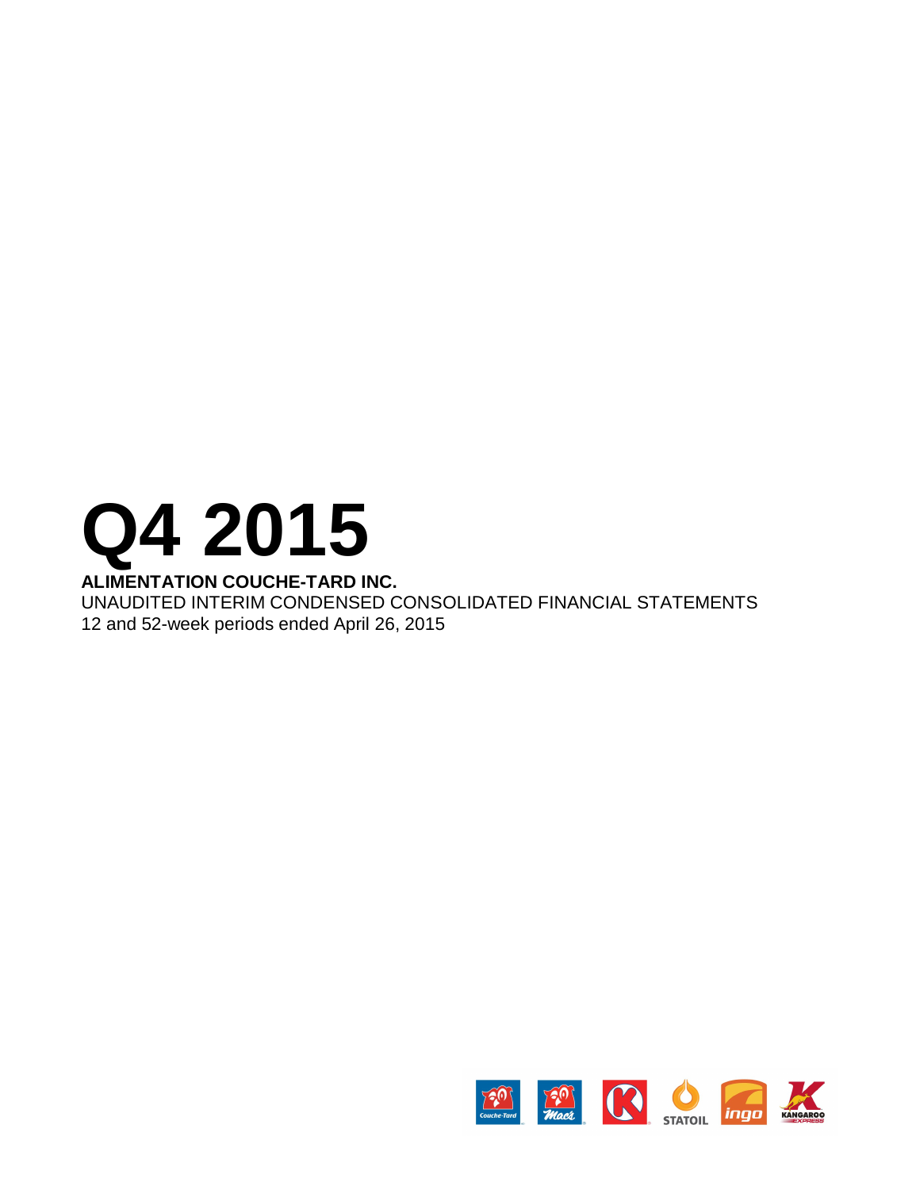# Q4 2015

**ALIMENTATION COUCHE-TARD INC.**

UNAUDITED INTERIM CONDENSED CONSOLIDATED FINANCIAL STATEMENTS

12 and 52-week periods ended April 26, 2015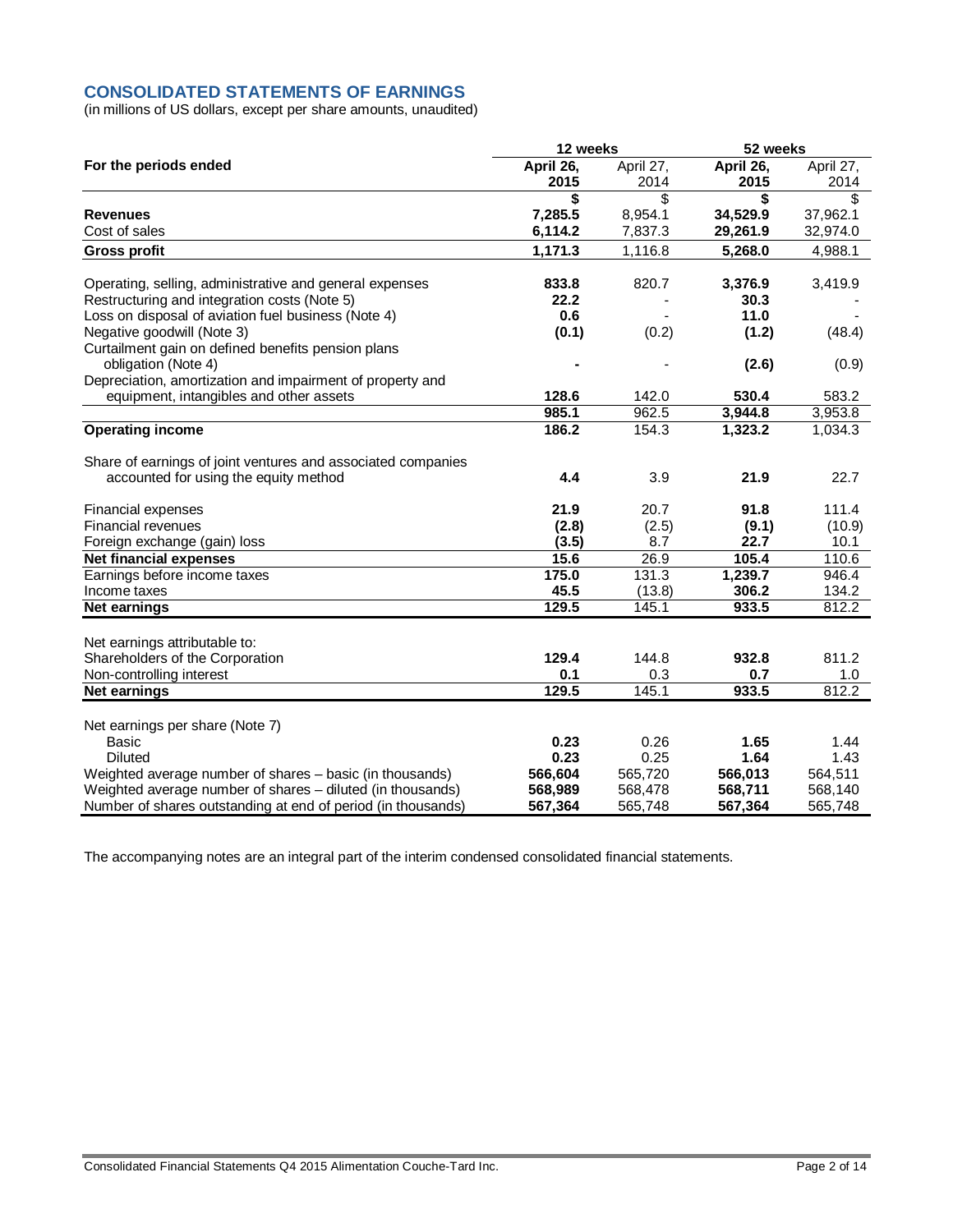## CONSOLIDATED STATEMENTS OF EARNINGS

(in millions of US dollars, except per share amounts, unaudited)

| For the periods ended | 12 weeks | | 52 weeks | |
|---|---|---|---|---|
| | **April 26, 2015** | April 27, 2014 | **April 26, 2015** | April 27, 2014 |
| | **$** | $ | **$** | $ |
| **Revenues** | **7,285.5** | 8,954.1 | **34,529.9** | 37,962.1 |
| Cost of sales | **6,114.2** | 7,837.3 | **29,261.9** | 32,974.0 |
| **Gross profit** | **1,171.3** | 1,116.8 | **5,268.0** | 4,988.1 |
| Operating, selling, administrative and general expenses | **833.8** | 820.7 | **3,376.9** | 3,419.9 |
| Restructuring and integration costs (Note 5) | **22.2** | - | **30.3** | - |
| Loss on disposal of aviation fuel business (Note 4) | **0.6** | - | **11.0** | - |
| Negative goodwill (Note 3) | **(0.1)** | (0.2) | **(1.2)** | (48.4) |
| Curtailment gain on defined benefits pension plans obligation (Note 4) | **-** | - | **(2.6)** | (0.9) |
| Depreciation, amortization and impairment of property and equipment, intangibles and other assets | **128.6** | 142.0 | **530.4** | 583.2 |
| | **985.1** | 962.5 | **3,944.8** | 3,953.8 |
| **Operating income** | **186.2** | 154.3 | **1,323.2** | 1,034.3 |
| Share of earnings of joint ventures and associated companies accounted for using the equity method | **4.4** | 3.9 | **21.9** | 22.7 |
| Financial expenses | **21.9** | 20.7 | **91.8** | 111.4 |
| Financial revenues | **(2.8)** | (2.5) | **(9.1)** | (10.9) |
| Foreign exchange (gain) loss | **(3.5)** | 8.7 | **22.7** | 10.1 |
| **Net financial expenses** | **15.6** | 26.9 | **105.4** | 110.6 |
| Earnings before income taxes | **175.0** | 131.3 | **1,239.7** | 946.4 |
| Income taxes | **45.5** | (13.8) | **306.2** | 134.2 |
| **Net earnings** | **129.5** | 145.1 | **933.5** | 812.2 |
| Net earnings attributable to: | | | | |
| Shareholders of the Corporation | **129.4** | 144.8 | **932.8** | 811.2 |
| Non-controlling interest | **0.1** | 0.3 | **0.7** | 1.0 |
| **Net earnings** | **129.5** | 145.1 | **933.5** | 812.2 |
| Net earnings per share (Note 7) | | | | |
| Basic | **0.23** | 0.26 | **1.65** | 1.44 |
| Diluted | **0.23** | 0.25 | **1.64** | 1.43 |
| Weighted average number of shares – basic (in thousands) | **566,604** | 565,720 | **566,013** | 564,511 |
| Weighted average number of shares – diluted (in thousands) | **568,989** | 568,478 | **568,711** | 568,140 |
| Number of shares outstanding at end of period (in thousands) | **567,364** | 565,748 | **567,364** | 565,748 |

The accompanying notes are an integral part of the interim condensed consolidated financial statements.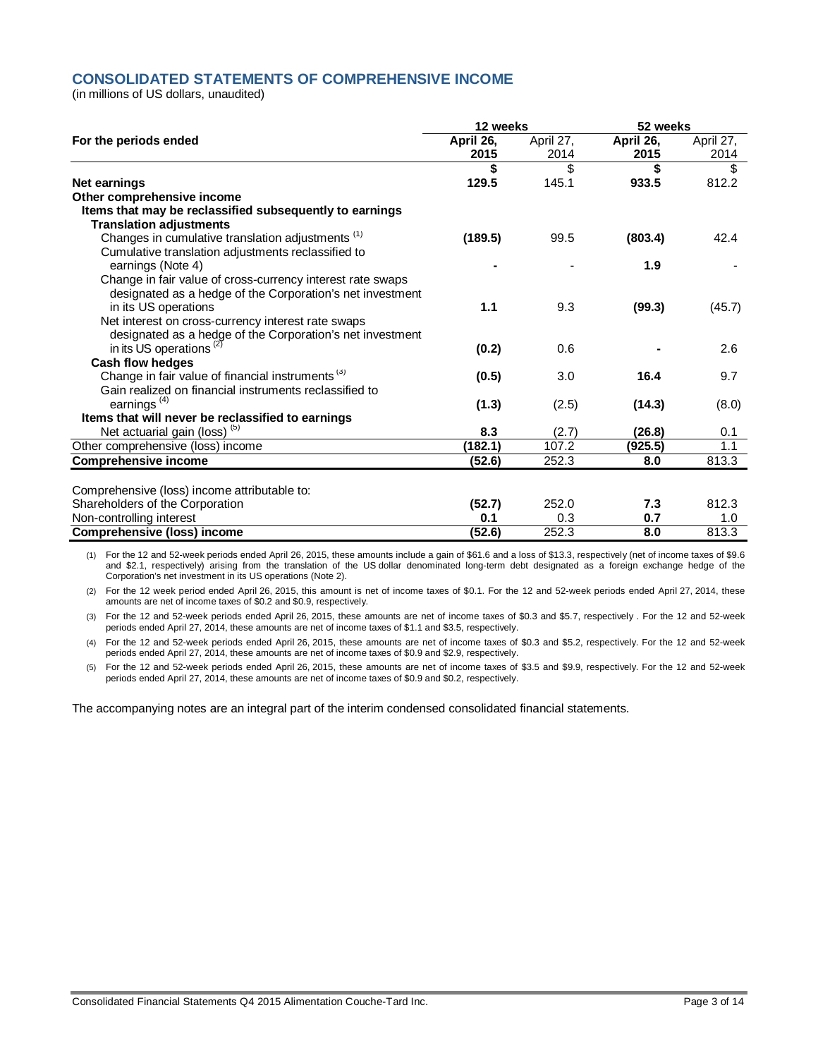## CONSOLIDATED STATEMENTS OF COMPREHENSIVE INCOME

(in millions of US dollars, unaudited)

| | 12 weeks | | 52 weeks | |
|---|---|---|---|---|
| **For the periods ended** | **April 26, 2015** | April 27, 2014 | **April 26, 2015** | April 27, 2014 |
| | **$** | $ | **$** | $ |
| **Net earnings** | **129.5** | 145.1 | **933.5** | 812.2 |
| **Other comprehensive income** | | | | |
| **Items that may be reclassified subsequently to earnings** | | | | |
| **Translation adjustments** | | | | |
| Changes in cumulative translation adjustments [(1)] | **(189.5)** | 99.5 | **(803.4)** | 42.4 |
| Cumulative translation adjustments reclassified to earnings (Note 4) | **-** | - | **1.9** | - |
| Change in fair value of cross-currency interest rate swaps designated as a hedge of the Corporation's net investment in its US operations | **1.1** | 9.3 | **(99.3)** | (45.7) |
| Net interest on cross-currency interest rate swaps designated as a hedge of the Corporation's net investment in its US operations [(2)] | **(0.2)** | 0.6 | **-** | 2.6 |
| **Cash flow hedges** | | | | |
| Change in fair value of financial instruments [(3)] | **(0.5)** | 3.0 | **16.4** | 9.7 |
| Gain realized on financial instruments reclassified to earnings [(4)] | **(1.3)** | (2.5) | **(14.3)** | (8.0) |
| **Items that will never be reclassified to earnings** | | | | |
| Net actuarial gain (loss) [(5)] | **8.3** | (2.7) | **(26.8)** | 0.1 |
| Other comprehensive (loss) income | **(182.1)** | 107.2 | **(925.5)** | 1.1 |
| **Comprehensive income** | **(52.6)** | 252.3 | **8.0** | 813.3 |
| | | | | |
| Comprehensive (loss) income attributable to: | | | | |
| Shareholders of the Corporation | **(52.7)** | 252.0 | **7.3** | 812.3 |
| Non-controlling interest | **0.1** | 0.3 | **0.7** | 1.0 |
| **Comprehensive (loss) income** | **(52.6)** | 252.3 | **8.0** | 813.3 |

(1) For the 12 and 52-week periods ended April 26, 2015, these amounts include a gain of $61.6 and a loss of $13.3, respectively (net of income taxes of $9.6 and $2.1, respectively) arising from the translation of the US dollar denominated long-term debt designated as a foreign exchange hedge of the Corporation's net investment in its US operations (Note 2).

(2) For the 12 week period ended April 26, 2015, this amount is net of income taxes of $0.1. For the 12 and 52-week periods ended April 27, 2014, these amounts are net of income taxes of $0.2 and $0.9, respectively.

(3) For the 12 and 52-week periods ended April 26, 2015, these amounts are net of income taxes of $0.3 and $5.7, respectively . For the 12 and 52-week periods ended April 27, 2014, these amounts are net of income taxes of $1.1 and $3.5, respectively.

(4) For the 12 and 52-week periods ended April 26, 2015, these amounts are net of income taxes of $0.3 and $5.2, respectively. For the 12 and 52-week periods ended April 27, 2014, these amounts are net of income taxes of $0.9 and $2.9, respectively.

(5) For the 12 and 52-week periods ended April 26, 2015, these amounts are net of income taxes of $3.5 and $9.9, respectively. For the 12 and 52-week periods ended April 27, 2014, these amounts are net of income taxes of $0.9 and $0.2, respectively.

The accompanying notes are an integral part of the interim condensed consolidated financial statements.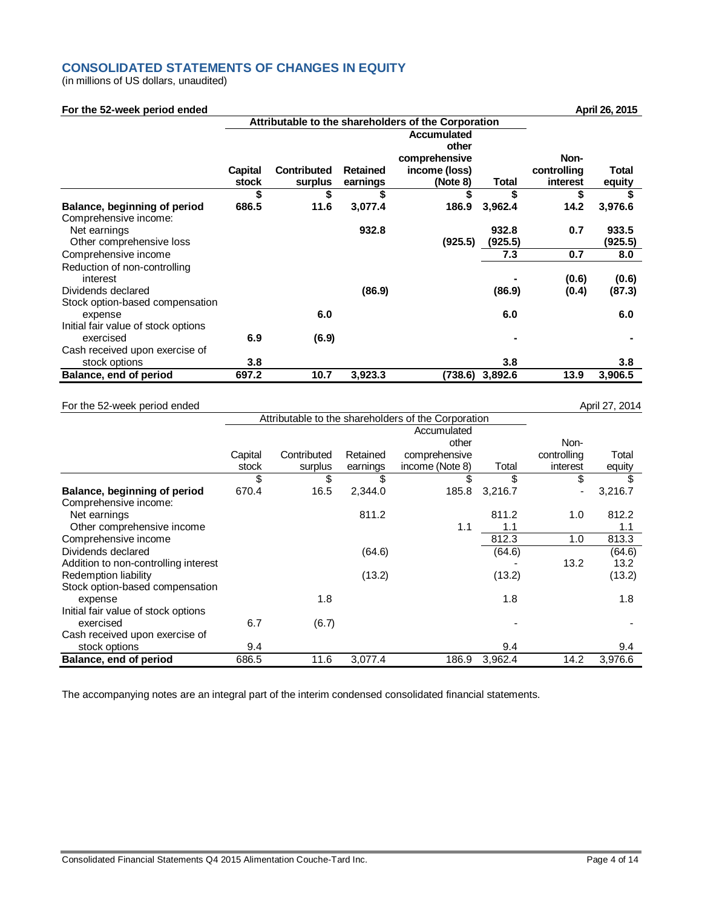## CONSOLIDATED STATEMENTS OF CHANGES IN EQUITY

(in millions of US dollars, unaudited)

**For the 52-week period ended April 26, 2015**

| | **Attributable to the shareholders of the Corporation** | | | | | | |
|---|---|---|---|---|---|---|---|
| | **Capital stock** | **Contributed surplus** | **Retained earnings** | **Accumulated other comprehensive income (loss) (Note 8)** | **Total** | **Non-controlling interest** | **Total equity** |
| | **$** | **$** | **$** | **$** | **$** | **$** | **$** |
| **Balance, beginning of period** | **686.5** | **11.6** | **3,077.4** | **186.9** | **3,962.4** | **14.2** | **3,976.6** |
| Comprehensive income: | | | | | | | |
| Net earnings | | | **932.8** | | **932.8** | **0.7** | **933.5** |
| Other comprehensive loss | | | | **(925.5)** | **(925.5)** | | **(925.5)** |
| Comprehensive income | | | | | **7.3** | **0.7** | **8.0** |
| Reduction of non-controlling interest | | | | | **-** | **(0.6)** | **(0.6)** |
| Dividends declared | | | **(86.9)** | | **(86.9)** | **(0.4)** | **(87.3)** |
| Stock option-based compensation expense | | **6.0** | | | **6.0** | | **6.0** |
| Initial fair value of stock options exercised | **6.9** | **(6.9)** | | | **-** | | **-** |
| Cash received upon exercise of stock options | **3.8** | | | | **3.8** | | **3.8** |
| **Balance, end of period** | **697.2** | **10.7** | **3,923.3** | **(738.6)** | **3,892.6** | **13.9** | **3,906.5** |

For the 52-week period ended April 27, 2014

| | Attributable to the shareholders of the Corporation | | | | | | |
|---|---|---|---|---|---|---|---|
| | Capital stock | Contributed surplus | Retained earnings | Accumulated other comprehensive income (Note 8) | Total | Non-controlling interest | Total equity |
| | $ | $ | $ | $ | $ | $ | $ |
| **Balance, beginning of period** | 670.4 | 16.5 | 2,344.0 | 185.8 | 3,216.7 | - | 3,216.7 |
| Comprehensive income: | | | | | | | |
| Net earnings | | | 811.2 | | 811.2 | 1.0 | 812.2 |
| Other comprehensive income | | | | 1.1 | 1.1 | | 1.1 |
| Comprehensive income | | | | | 812.3 | 1.0 | 813.3 |
| Dividends declared | | | (64.6) | | (64.6) | | (64.6) |
| Addition to non-controlling interest | | | | | - | 13.2 | 13.2 |
| Redemption liability | | | (13.2) | | (13.2) | | (13.2) |
| Stock option-based compensation expense | | 1.8 | | | 1.8 | | 1.8 |
| Initial fair value of stock options exercised | 6.7 | (6.7) | | | - | | - |
| Cash received upon exercise of stock options | 9.4 | | | | 9.4 | | 9.4 |
| **Balance, end of period** | 686.5 | 11.6 | 3,077.4 | 186.9 | 3,962.4 | 14.2 | 3,976.6 |

The accompanying notes are an integral part of the interim condensed consolidated financial statements.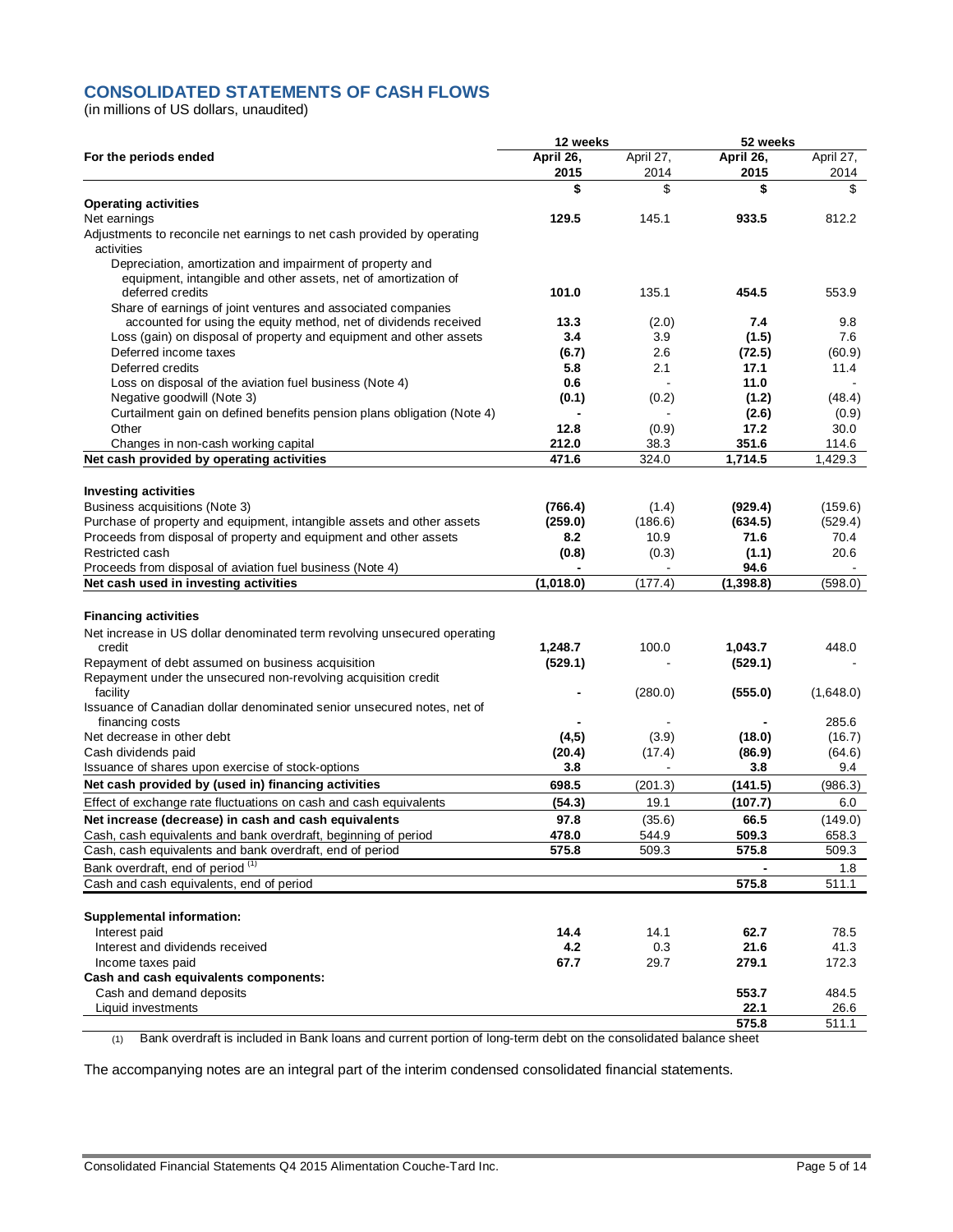## CONSOLIDATED STATEMENTS OF CASH FLOWS

(in millions of US dollars, unaudited)

| | 12 weeks | | 52 weeks | |
|---|---|---|---|---|
| For the periods ended | **April 26, 2015** | April 27, 2014 | **April 26, 2015** | April 27, 2014 |
| | **$** | $ | **$** | $ |
| **Operating activities** | | | | |
| Net earnings | **129.5** | 145.1 | **933.5** | 812.2 |
| Adjustments to reconcile net earnings to net cash provided by operating activities | | | | |
| Depreciation, amortization and impairment of property and equipment, intangible and other assets, net of amortization of deferred credits | **101.0** | 135.1 | **454.5** | 553.9 |
| Share of earnings of joint ventures and associated companies accounted for using the equity method, net of dividends received | **13.3** | (2.0) | **7.4** | 9.8 |
| Loss (gain) on disposal of property and equipment and other assets | **3.4** | 3.9 | **(1.5)** | 7.6 |
| Deferred income taxes | **(6.7)** | 2.6 | **(72.5)** | (60.9) |
| Deferred credits | **5.8** | 2.1 | **17.1** | 11.4 |
| Loss on disposal of the aviation fuel business (Note 4) | **0.6** | - | **11.0** | - |
| Negative goodwill (Note 3) | **(0.1)** | (0.2) | **(1.2)** | (48.4) |
| Curtailment gain on defined benefits pension plans obligation (Note 4) | **-** | - | **(2.6)** | (0.9) |
| Other | **12.8** | (0.9) | **17.2** | 30.0 |
| Changes in non-cash working capital | **212.0** | 38.3 | **351.6** | 114.6 |
| **Net cash provided by operating activities** | **471.6** | 324.0 | **1,714.5** | 1,429.3 |
| **Investing activities** | | | | |
| Business acquisitions (Note 3) | **(766.4)** | (1.4) | **(929.4)** | (159.6) |
| Purchase of property and equipment, intangible assets and other assets | **(259.0)** | (186.6) | **(634.5)** | (529.4) |
| Proceeds from disposal of property and equipment and other assets | **8.2** | 10.9 | **71.6** | 70.4 |
| Restricted cash | **(0.8)** | (0.3) | **(1.1)** | 20.6 |
| Proceeds from disposal of aviation fuel business (Note 4) | **-** | - | **94.6** | - |
| **Net cash used in investing activities** | **(1,018.0)** | (177.4) | **(1,398.8)** | (598.0) |
| **Financing activities** | | | | |
| Net increase in US dollar denominated term revolving unsecured operating credit | **1,248.7** | 100.0 | **1,043.7** | 448.0 |
| Repayment of debt assumed on business acquisition | **(529.1)** | - | **(529.1)** | - |
| Repayment under the unsecured non-revolving acquisition credit facility | **-** | (280.0) | **(555.0)** | (1,648.0) |
| Issuance of Canadian dollar denominated senior unsecured notes, net of financing costs | **-** | - | **-** | 285.6 |
| Net decrease in other debt | **(4,5)** | (3.9) | **(18.0)** | (16.7) |
| Cash dividends paid | **(20.4)** | (17.4) | **(86.9)** | (64.6) |
| Issuance of shares upon exercise of stock-options | **3.8** | - | **3.8** | 9.4 |
| **Net cash provided by (used in) financing activities** | **698.5** | (201.3) | **(141.5)** | (986.3) |
| Effect of exchange rate fluctuations on cash and cash equivalents | **(54.3)** | 19.1 | **(107.7)** | 6.0 |
| **Net increase (decrease) in cash and cash equivalents** | **97.8** | (35.6) | **66.5** | (149.0) |
| Cash, cash equivalents and bank overdraft, beginning of period | **478.0** | 544.9 | **509.3** | 658.3 |
| Cash, cash equivalents and bank overdraft, end of period | **575.8** | 509.3 | **575.8** | 509.3 |
| Bank overdraft, end of period (1) | | | **-** | 1.8 |
| Cash and cash equivalents, end of period | | | **575.8** | 511.1 |
| **Supplemental information:** | | | | |
| Interest paid | **14.4** | 14.1 | **62.7** | 78.5 |
| Interest and dividends received | **4.2** | 0.3 | **21.6** | 41.3 |
| Income taxes paid | **67.7** | 29.7 | **279.1** | 172.3 |
| **Cash and cash equivalents components:** | | | | |
| Cash and demand deposits | | | **553.7** | 484.5 |
| Liquid investments | | | **22.1** | 26.6 |
| | | | **575.8** | 511.1 |

(1) Bank overdraft is included in Bank loans and current portion of long-term debt on the consolidated balance sheet

The accompanying notes are an integral part of the interim condensed consolidated financial statements.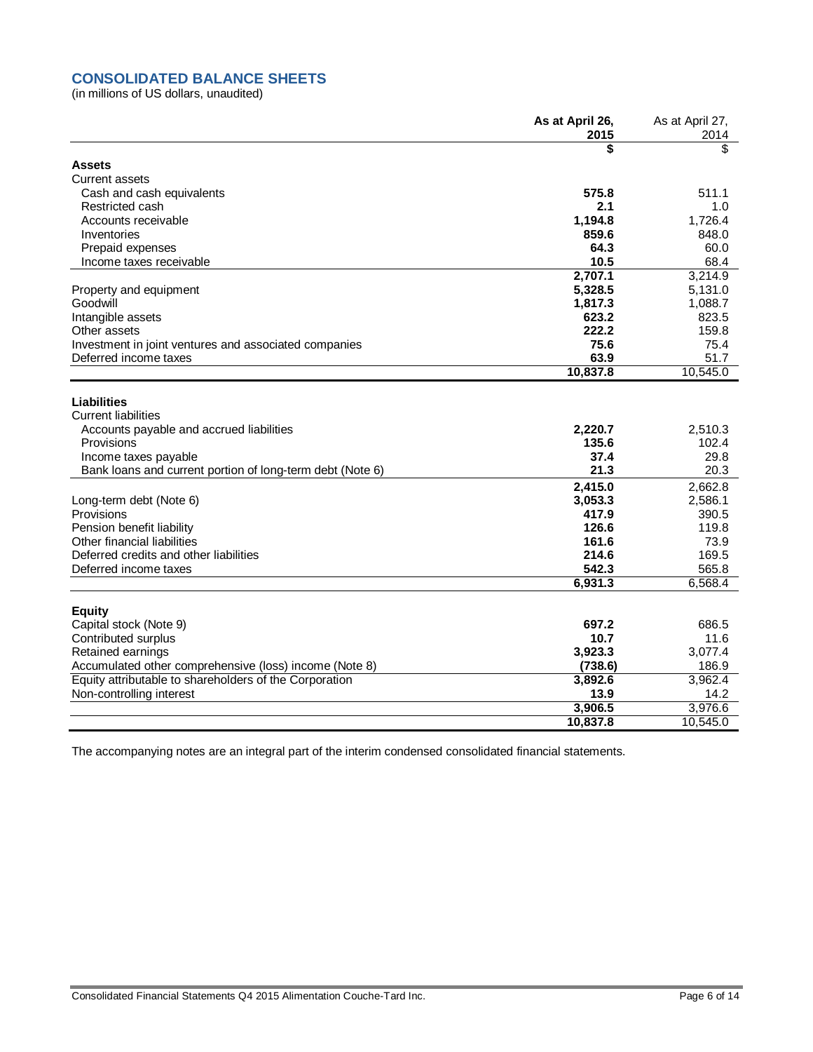## CONSOLIDATED BALANCE SHEETS

(in millions of US dollars, unaudited)

| | **As at April 26, 2015** | As at April 27, 2014 |
|---|---|---|
| | **$** | $ |
| **Assets** | | |
| Current assets | | |
| Cash and cash equivalents | **575.8** | 511.1 |
| Restricted cash | **2.1** | 1.0 |
| Accounts receivable | **1,194.8** | 1,726.4 |
| Inventories | **859.6** | 848.0 |
| Prepaid expenses | **64.3** | 60.0 |
| Income taxes receivable | **10.5** | 68.4 |
| | **2,707.1** | 3,214.9 |
| Property and equipment | **5,328.5** | 5,131.0 |
| Goodwill | **1,817.3** | 1,088.7 |
| Intangible assets | **623.2** | 823.5 |
| Other assets | **222.2** | 159.8 |
| Investment in joint ventures and associated companies | **75.6** | 75.4 |
| Deferred income taxes | **63.9** | 51.7 |
| | **10,837.8** | 10,545.0 |
| **Liabilities** | | |
| Current liabilities | | |
| Accounts payable and accrued liabilities | **2,220.7** | 2,510.3 |
| Provisions | **135.6** | 102.4 |
| Income taxes payable | **37.4** | 29.8 |
| Bank loans and current portion of long-term debt (Note 6) | **21.3** | 20.3 |
| | **2,415.0** | 2,662.8 |
| Long-term debt (Note 6) | **3,053.3** | 2,586.1 |
| Provisions | **417.9** | 390.5 |
| Pension benefit liability | **126.6** | 119.8 |
| Other financial liabilities | **161.6** | 73.9 |
| Deferred credits and other liabilities | **214.6** | 169.5 |
| Deferred income taxes | **542.3** | 565.8 |
| | **6,931.3** | 6,568.4 |
| **Equity** | | |
| Capital stock (Note 9) | **697.2** | 686.5 |
| Contributed surplus | **10.7** | 11.6 |
| Retained earnings | **3,923.3** | 3,077.4 |
| Accumulated other comprehensive (loss) income (Note 8) | **(738.6)** | 186.9 |
| Equity attributable to shareholders of the Corporation | **3,892.6** | 3,962.4 |
| Non-controlling interest | **13.9** | 14.2 |
| | **3,906.5** | 3,976.6 |
| | **10,837.8** | 10,545.0 |

The accompanying notes are an integral part of the interim condensed consolidated financial statements.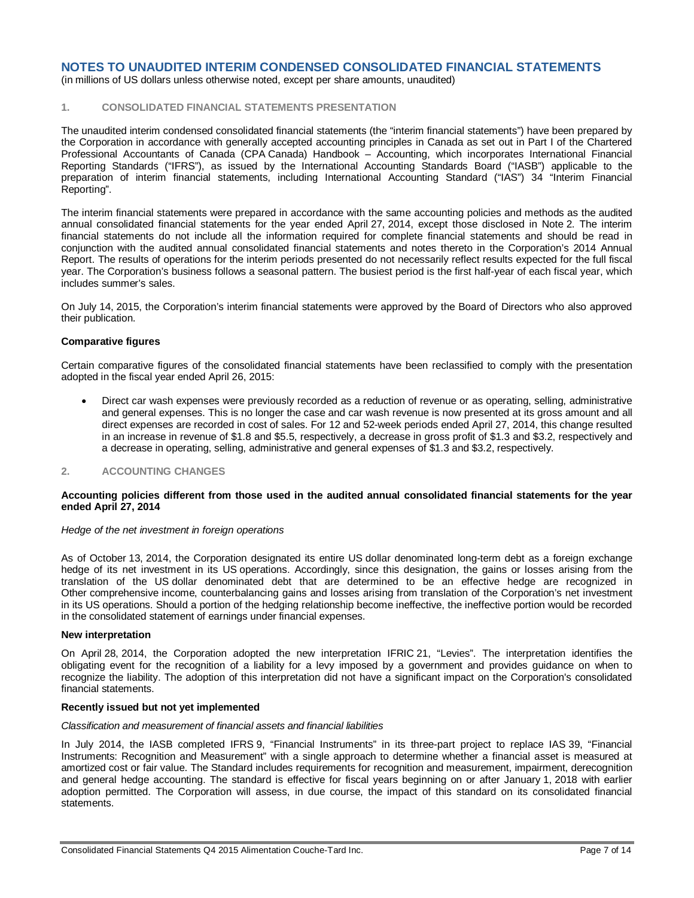## NOTES TO UNAUDITED INTERIM CONDENSED CONSOLIDATED FINANCIAL STATEMENTS

(in millions of US dollars unless otherwise noted, except per share amounts, unaudited)

### 1. CONSOLIDATED FINANCIAL STATEMENTS PRESENTATION

The unaudited interim condensed consolidated financial statements (the "interim financial statements") have been prepared by the Corporation in accordance with generally accepted accounting principles in Canada as set out in Part I of the Chartered Professional Accountants of Canada (CPA Canada) Handbook – Accounting, which incorporates International Financial Reporting Standards ("IFRS"), as issued by the International Accounting Standards Board ("IASB") applicable to the preparation of interim financial statements, including International Accounting Standard ("IAS") 34 "Interim Financial Reporting".

The interim financial statements were prepared in accordance with the same accounting policies and methods as the audited annual consolidated financial statements for the year ended April 27, 2014, except those disclosed in Note 2. The interim financial statements do not include all the information required for complete financial statements and should be read in conjunction with the audited annual consolidated financial statements and notes thereto in the Corporation's 2014 Annual Report. The results of operations for the interim periods presented do not necessarily reflect results expected for the full fiscal year. The Corporation's business follows a seasonal pattern. The busiest period is the first half-year of each fiscal year, which includes summer's sales.

On July 14, 2015, the Corporation's interim financial statements were approved by the Board of Directors who also approved their publication.

**Comparative figures**

Certain comparative figures of the consolidated financial statements have been reclassified to comply with the presentation adopted in the fiscal year ended April 26, 2015:

- Direct car wash expenses were previously recorded as a reduction of revenue or as operating, selling, administrative and general expenses. This is no longer the case and car wash revenue is now presented at its gross amount and all direct expenses are recorded in cost of sales. For 12 and 52-week periods ended April 27, 2014, this change resulted in an increase in revenue of $1.8 and $5.5, respectively, a decrease in gross profit of $1.3 and $3.2, respectively and a decrease in operating, selling, administrative and general expenses of $1.3 and $3.2, respectively.

### 2. ACCOUNTING CHANGES

**Accounting policies different from those used in the audited annual consolidated financial statements for the year ended April 27, 2014**

*Hedge of the net investment in foreign operations*

As of October 13, 2014, the Corporation designated its entire US dollar denominated long-term debt as a foreign exchange hedge of its net investment in its US operations. Accordingly, since this designation, the gains or losses arising from the translation of the US dollar denominated debt that are determined to be an effective hedge are recognized in Other comprehensive income, counterbalancing gains and losses arising from translation of the Corporation's net investment in its US operations. Should a portion of the hedging relationship become ineffective, the ineffective portion would be recorded in the consolidated statement of earnings under financial expenses.

**New interpretation**

On April 28, 2014, the Corporation adopted the new interpretation IFRIC 21, "Levies". The interpretation identifies the obligating event for the recognition of a liability for a levy imposed by a government and provides guidance on when to recognize the liability. The adoption of this interpretation did not have a significant impact on the Corporation's consolidated financial statements.

**Recently issued but not yet implemented**

*Classification and measurement of financial assets and financial liabilities*

In July 2014, the IASB completed IFRS 9, "Financial Instruments" in its three-part project to replace IAS 39, "Financial Instruments: Recognition and Measurement" with a single approach to determine whether a financial asset is measured at amortized cost or fair value. The Standard includes requirements for recognition and measurement, impairment, derecognition and general hedge accounting. The standard is effective for fiscal years beginning on or after January 1, 2018 with earlier adoption permitted. The Corporation will assess, in due course, the impact of this standard on its consolidated financial statements.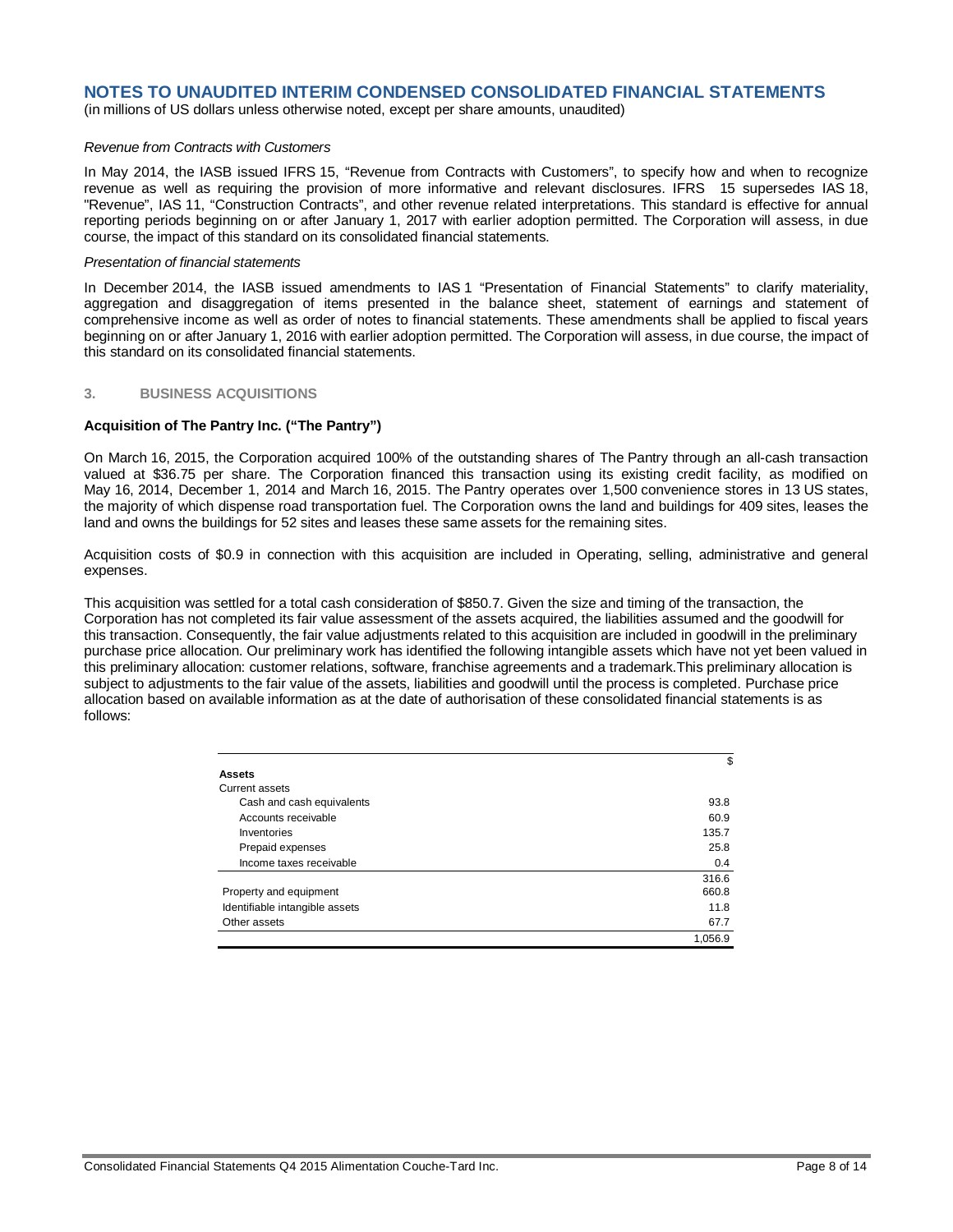# NOTES TO UNAUDITED INTERIM CONDENSED CONSOLIDATED FINANCIAL STATEMENTS

(in millions of US dollars unless otherwise noted, except per share amounts, unaudited)

*Revenue from Contracts with Customers*

In May 2014, the IASB issued IFRS 15, "Revenue from Contracts with Customers", to specify how and when to recognize revenue as well as requiring the provision of more informative and relevant disclosures. IFRS 15 supersedes IAS 18, "Revenue", IAS 11, "Construction Contracts", and other revenue related interpretations. This standard is effective for annual reporting periods beginning on or after January 1, 2017 with earlier adoption permitted. The Corporation will assess, in due course, the impact of this standard on its consolidated financial statements.

*Presentation of financial statements*

In December 2014, the IASB issued amendments to IAS 1 "Presentation of Financial Statements" to clarify materiality, aggregation and disaggregation of items presented in the balance sheet, statement of earnings and statement of comprehensive income as well as order of notes to financial statements. These amendments shall be applied to fiscal years beginning on or after January 1, 2016 with earlier adoption permitted. The Corporation will assess, in due course, the impact of this standard on its consolidated financial statements.

## 3. BUSINESS ACQUISITIONS

**Acquisition of The Pantry Inc. ("The Pantry")**

On March 16, 2015, the Corporation acquired 100% of the outstanding shares of The Pantry through an all-cash transaction valued at $36.75 per share. The Corporation financed this transaction using its existing credit facility, as modified on May 16, 2014, December 1, 2014 and March 16, 2015. The Pantry operates over 1,500 convenience stores in 13 US states, the majority of which dispense road transportation fuel. The Corporation owns the land and buildings for 409 sites, leases the land and owns the buildings for 52 sites and leases these same assets for the remaining sites.

Acquisition costs of $0.9 in connection with this acquisition are included in Operating, selling, administrative and general expenses.

This acquisition was settled for a total cash consideration of $850.7. Given the size and timing of the transaction, the Corporation has not completed its fair value assessment of the assets acquired, the liabilities assumed and the goodwill for this transaction. Consequently, the fair value adjustments related to this acquisition are included in goodwill in the preliminary purchase price allocation. Our preliminary work has identified the following intangible assets which have not yet been valued in this preliminary allocation: customer relations, software, franchise agreements and a trademark.This preliminary allocation is subject to adjustments to the fair value of the assets, liabilities and goodwill until the process is completed. Purchase price allocation based on available information as at the date of authorisation of these consolidated financial statements is as follows:

| | $ |
|---|---|
| **Assets** | |
| Current assets | |
| Cash and cash equivalents | 93.8 |
| Accounts receivable | 60.9 |
| Inventories | 135.7 |
| Prepaid expenses | 25.8 |
| Income taxes receivable | 0.4 |
| | 316.6 |
| Property and equipment | 660.8 |
| Identifiable intangible assets | 11.8 |
| Other assets | 67.7 |
| | 1,056.9 |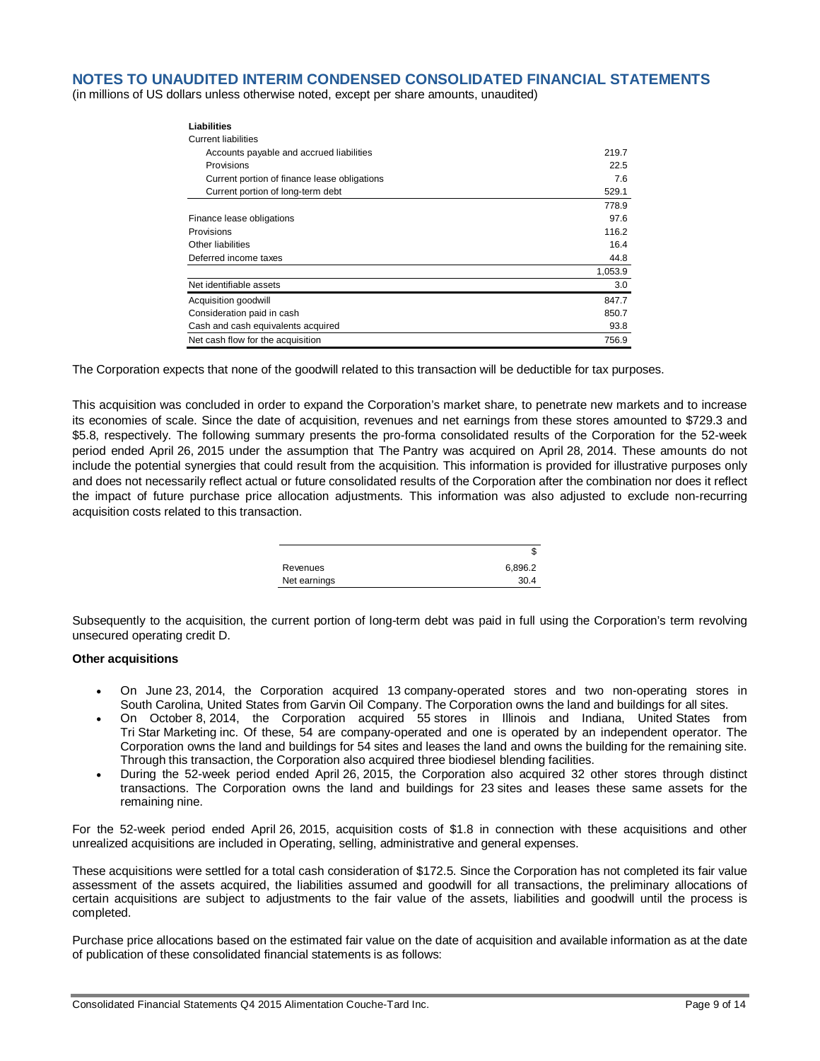# NOTES TO UNAUDITED INTERIM CONDENSED CONSOLIDATED FINANCIAL STATEMENTS

(in millions of US dollars unless otherwise noted, except per share amounts, unaudited)

| | |
|---|---|
| **Liabilities** | |
| Current liabilities | |
| Accounts payable and accrued liabilities | 219.7 |
| Provisions | 22.5 |
| Current portion of finance lease obligations | 7.6 |
| Current portion of long-term debt | 529.1 |
| | 778.9 |
| Finance lease obligations | 97.6 |
| Provisions | 116.2 |
| Other liabilities | 16.4 |
| Deferred income taxes | 44.8 |
| | 1,053.9 |
| Net identifiable assets | 3.0 |
| Acquisition goodwill | 847.7 |
| Consideration paid in cash | 850.7 |
| Cash and cash equivalents acquired | 93.8 |
| Net cash flow for the acquisition | 756.9 |

The Corporation expects that none of the goodwill related to this transaction will be deductible for tax purposes.

This acquisition was concluded in order to expand the Corporation's market share, to penetrate new markets and to increase its economies of scale. Since the date of acquisition, revenues and net earnings from these stores amounted to $729.3 and $5.8, respectively. The following summary presents the pro-forma consolidated results of the Corporation for the 52-week period ended April 26, 2015 under the assumption that The Pantry was acquired on April 28, 2014. These amounts do not include the potential synergies that could result from the acquisition. This information is provided for illustrative purposes only and does not necessarily reflect actual or future consolidated results of the Corporation after the combination nor does it reflect the impact of future purchase price allocation adjustments. This information was also adjusted to exclude non-recurring acquisition costs related to this transaction.

| | $ |
|---|---|
| Revenues | 6,896.2 |
| Net earnings | 30.4 |

Subsequently to the acquisition, the current portion of long-term debt was paid in full using the Corporation's term revolving unsecured operating credit D.

**Other acquisitions**

- On June 23, 2014, the Corporation acquired 13 company-operated stores and two non-operating stores in South Carolina, United States from Garvin Oil Company. The Corporation owns the land and buildings for all sites.
- On October 8, 2014, the Corporation acquired 55 stores in Illinois and Indiana, United States from Tri Star Marketing inc. Of these, 54 are company-operated and one is operated by an independent operator. The Corporation owns the land and buildings for 54 sites and leases the land and owns the building for the remaining site. Through this transaction, the Corporation also acquired three biodiesel blending facilities.
- During the 52-week period ended April 26, 2015, the Corporation also acquired 32 other stores through distinct transactions. The Corporation owns the land and buildings for 23 sites and leases these same assets for the remaining nine.

For the 52-week period ended April 26, 2015, acquisition costs of $1.8 in connection with these acquisitions and other unrealized acquisitions are included in Operating, selling, administrative and general expenses.

These acquisitions were settled for a total cash consideration of $172.5. Since the Corporation has not completed its fair value assessment of the assets acquired, the liabilities assumed and goodwill for all transactions, the preliminary allocations of certain acquisitions are subject to adjustments to the fair value of the assets, liabilities and goodwill until the process is completed.

Purchase price allocations based on the estimated fair value on the date of acquisition and available information as at the date of publication of these consolidated financial statements is as follows: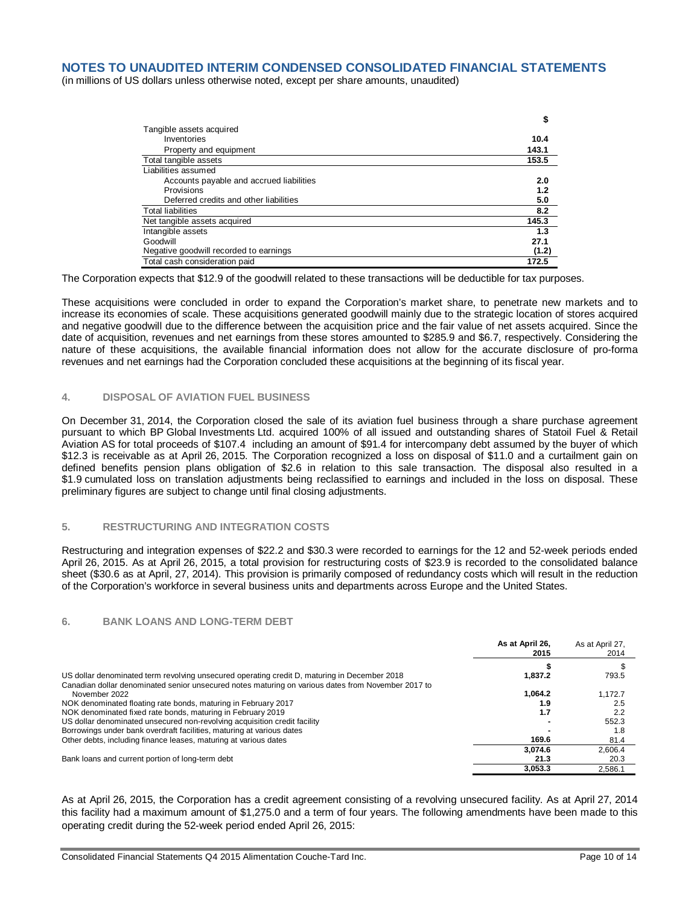# NOTES TO UNAUDITED INTERIM CONDENSED CONSOLIDATED FINANCIAL STATEMENTS

(in millions of US dollars unless otherwise noted, except per share amounts, unaudited)

| | $ |
|---|---|
| Tangible assets acquired | |
| Inventories | **10.4** |
| Property and equipment | **143.1** |
| Total tangible assets | **153.5** |
| Liabilities assumed | |
| Accounts payable and accrued liabilities | **2.0** |
| Provisions | **1.2** |
| Deferred credits and other liabilities | **5.0** |
| Total liabilities | **8.2** |
| Net tangible assets acquired | **145.3** |
| Intangible assets | **1.3** |
| Goodwill | **27.1** |
| Negative goodwill recorded to earnings | **(1.2)** |
| Total cash consideration paid | **172.5** |

The Corporation expects that $12.9 of the goodwill related to these transactions will be deductible for tax purposes.

These acquisitions were concluded in order to expand the Corporation's market share, to penetrate new markets and to increase its economies of scale. These acquisitions generated goodwill mainly due to the strategic location of stores acquired and negative goodwill due to the difference between the acquisition price and the fair value of net assets acquired. Since the date of acquisition, revenues and net earnings from these stores amounted to $285.9 and $6.7, respectively. Considering the nature of these acquisitions, the available financial information does not allow for the accurate disclosure of pro-forma revenues and net earnings had the Corporation concluded these acquisitions at the beginning of its fiscal year.

## 4. DISPOSAL OF AVIATION FUEL BUSINESS

On December 31, 2014, the Corporation closed the sale of its aviation fuel business through a share purchase agreement pursuant to which BP Global Investments Ltd. acquired 100% of all issued and outstanding shares of Statoil Fuel & Retail Aviation AS for total proceeds of $107.4 including an amount of $91.4 for intercompany debt assumed by the buyer of which $12.3 is receivable as at April 26, 2015. The Corporation recognized a loss on disposal of $11.0 and a curtailment gain on defined benefits pension plans obligation of $2.6 in relation to this sale transaction. The disposal also resulted in a $1.9 cumulated loss on translation adjustments being reclassified to earnings and included in the loss on disposal. These preliminary figures are subject to change until final closing adjustments.

## 5. RESTRUCTURING AND INTEGRATION COSTS

Restructuring and integration expenses of $22.2 and $30.3 were recorded to earnings for the 12 and 52-week periods ended April 26, 2015. As at April 26, 2015, a total provision for restructuring costs of $23.9 is recorded to the consolidated balance sheet ($30.6 as at April, 27, 2014). This provision is primarily composed of redundancy costs which will result in the reduction of the Corporation's workforce in several business units and departments across Europe and the United States.

## 6. BANK LOANS AND LONG-TERM DEBT

| | **As at April 26, 2015** | As at April 27, 2014 |
|---|---|---|
| | **$** | $ |
| US dollar denominated term revolving unsecured operating credit D, maturing in December 2018 | **1,837.2** | 793.5 |
| Canadian dollar denominated senior unsecured notes maturing on various dates from November 2017 to November 2022 | **1,064.2** | 1,172.7 |
| NOK denominated floating rate bonds, maturing in February 2017 | **1.9** | 2.5 |
| NOK denominated fixed rate bonds, maturing in February 2019 | **1.7** | 2.2 |
| US dollar denominated unsecured non-revolving acquisition credit facility | **-** | 552.3 |
| Borrowings under bank overdraft facilities, maturing at various dates | **-** | 1.8 |
| Other debts, including finance leases, maturing at various dates | **169.6** | 81.4 |
| | **3,074.6** | 2,606.4 |
| Bank loans and current portion of long-term debt | **21.3** | 20.3 |
| | **3,053.3** | 2,586.1 |

As at April 26, 2015, the Corporation has a credit agreement consisting of a revolving unsecured facility. As at April 27, 2014 this facility had a maximum amount of $1,275.0 and a term of four years. The following amendments have been made to this operating credit during the 52-week period ended April 26, 2015: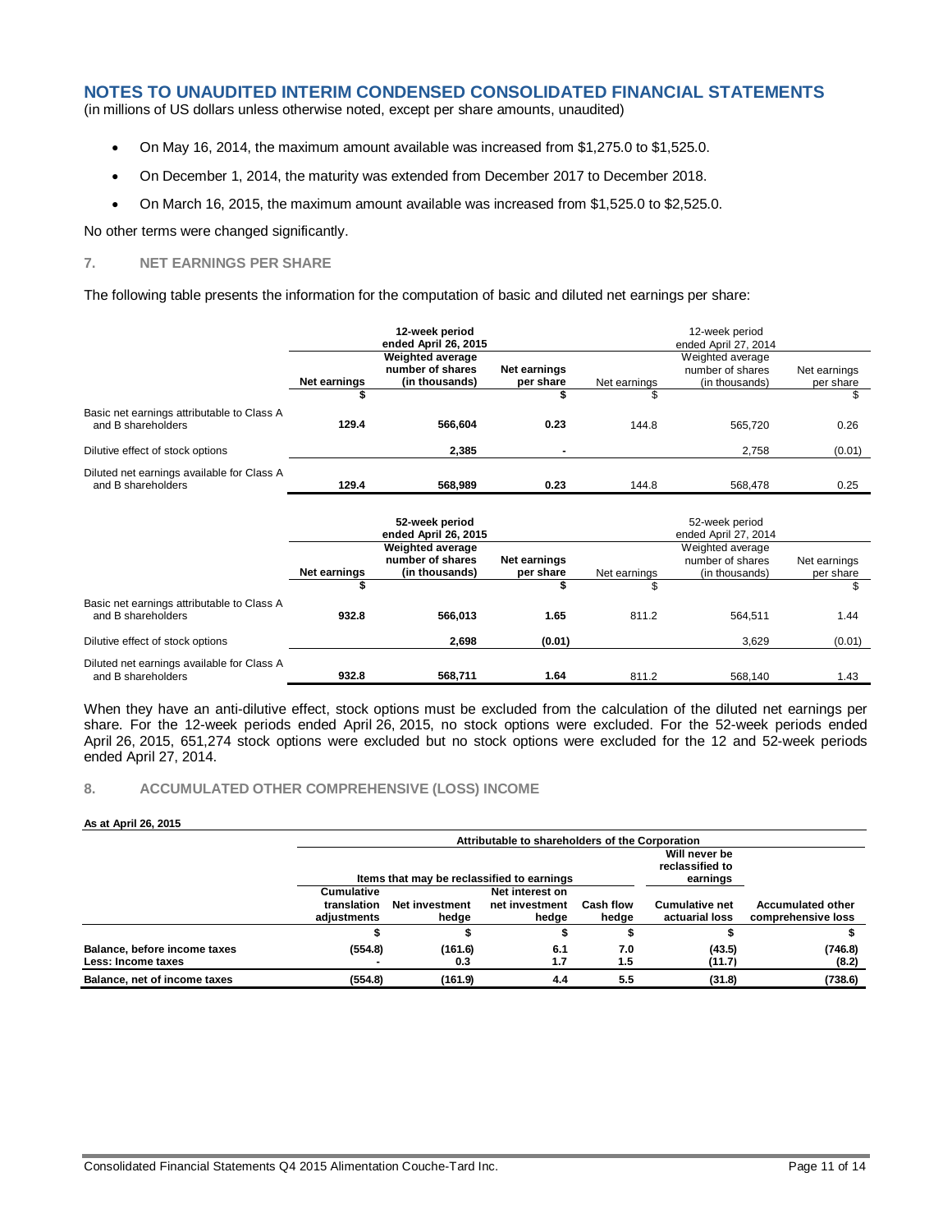## NOTES TO UNAUDITED INTERIM CONDENSED CONSOLIDATED FINANCIAL STATEMENTS

(in millions of US dollars unless otherwise noted, except per share amounts, unaudited)

- On May 16, 2014, the maximum amount available was increased from $1,275.0 to $1,525.0.
- On December 1, 2014, the maturity was extended from December 2017 to December 2018.
- On March 16, 2015, the maximum amount available was increased from $1,525.0 to $2,525.0.

No other terms were changed significantly.

### 7. NET EARNINGS PER SHARE

The following table presents the information for the computation of basic and diluted net earnings per share:

| | 12-week period ended April 26, 2015 | | | 12-week period ended April 27, 2014 | | |
|---|---|---|---|---|---|---|
| | Net earnings | Weighted average number of shares (in thousands) | Net earnings per share | Net earnings | Weighted average number of shares (in thousands) | Net earnings per share |
| | $ | | $ | $ | | $ |
| Basic net earnings attributable to Class A and B shareholders | **129.4** | **566,604** | **0.23** | 144.8 | 565,720 | 0.26 |
| Dilutive effect of stock options | | **2,385** | **-** | | 2,758 | (0.01) |
| Diluted net earnings available for Class A and B shareholders | **129.4** | **568,989** | **0.23** | 144.8 | 568,478 | 0.25 |

| | 52-week period ended April 26, 2015 | | | 52-week period ended April 27, 2014 | | |
|---|---|---|---|---|---|---|
| | Net earnings | Weighted average number of shares (in thousands) | Net earnings per share | Net earnings | Weighted average number of shares (in thousands) | Net earnings per share |
| | $ | | $ | $ | | $ |
| Basic net earnings attributable to Class A and B shareholders | **932.8** | **566,013** | **1.65** | 811.2 | 564,511 | 1.44 |
| Dilutive effect of stock options | | **2,698** | **(0.01)** | | 3,629 | (0.01) |
| Diluted net earnings available for Class A and B shareholders | **932.8** | **568,711** | **1.64** | 811.2 | 568,140 | 1.43 |

When they have an anti-dilutive effect, stock options must be excluded from the calculation of the diluted net earnings per share. For the 12-week periods ended April 26, 2015, no stock options were excluded. For the 52-week periods ended April 26, 2015, 651,274 stock options were excluded but no stock options were excluded for the 12 and 52-week periods ended April 27, 2014.

### 8. ACCUMULATED OTHER COMPREHENSIVE (LOSS) INCOME

**As at April 26, 2015**

| | Attributable to shareholders of the Corporation | | | | | |
|---|---|---|---|---|---|---|
| | Items that may be reclassified to earnings | | | | Will never be reclassified to earnings | |
| | Cumulative translation adjustments | Net investment hedge | Net interest on net investment hedge | Cash flow hedge | Cumulative net actuarial loss | Accumulated other comprehensive loss |
| | $ | $ | $ | $ | $ | $ |
| **Balance, before income taxes** | **(554.8)** | **(161.6)** | **6.1** | **7.0** | **(43.5)** | **(746.8)** |
| **Less: Income taxes** | **-** | **0.3** | **1.7** | **1.5** | **(11.7)** | **(8.2)** |
| **Balance, net of income taxes** | **(554.8)** | **(161.9)** | **4.4** | **5.5** | **(31.8)** | **(738.6)** |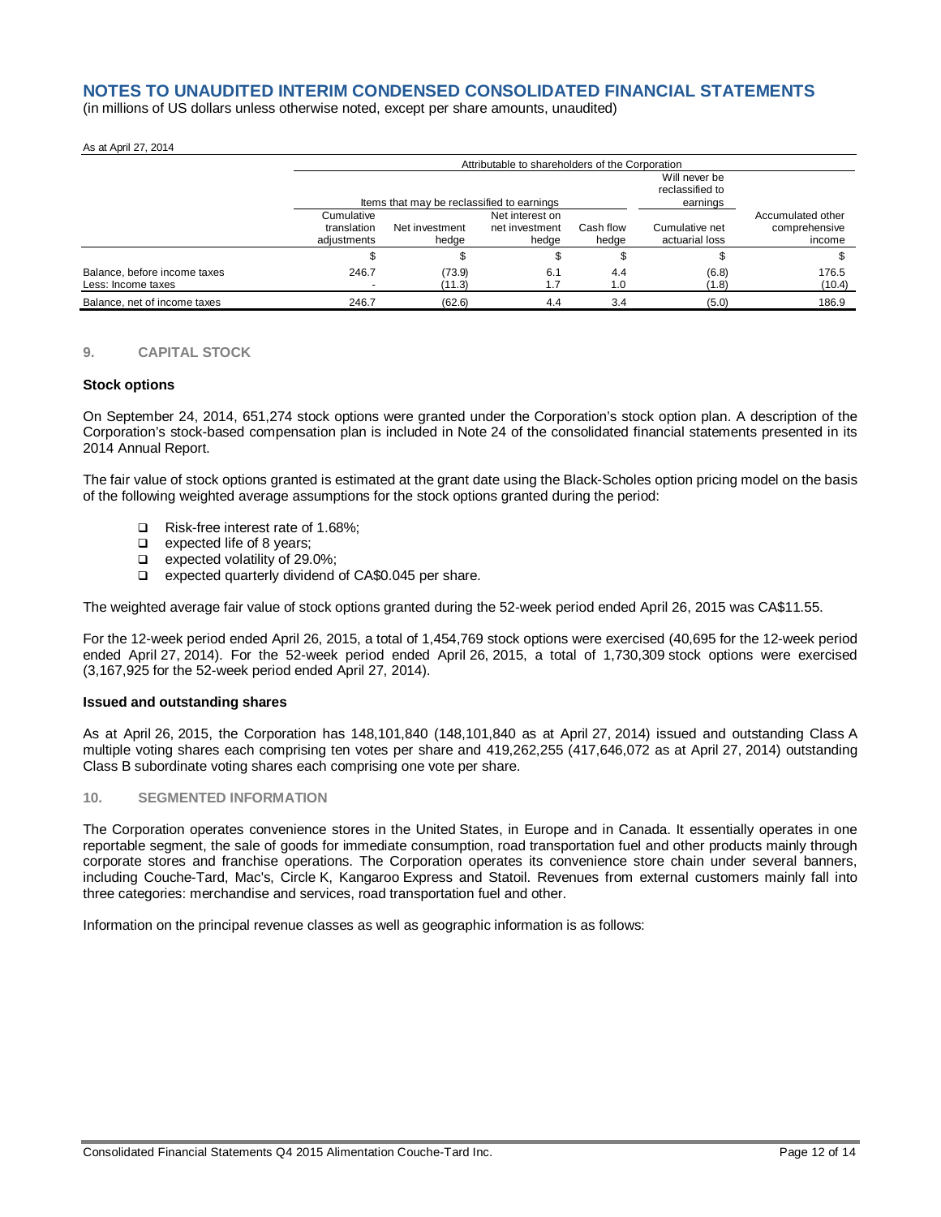# NOTES TO UNAUDITED INTERIM CONDENSED CONSOLIDATED FINANCIAL STATEMENTS

(in millions of US dollars unless otherwise noted, except per share amounts, unaudited)

As at April 27, 2014

| | Attributable to shareholders of the Corporation | | | | | |
|---|---|---|---|---|---|---|
| | Items that may be reclassified to earnings | | | | Will never be reclassified to earnings | |
| | Cumulative translation adjustments | Net investment hedge | Net interest on net investment hedge | Cash flow hedge | Cumulative net actuarial loss | Accumulated other comprehensive income |
| | $ | $ | $ | $ | $ | $ |
| Balance, before income taxes | 246.7 | (73.9) | 6.1 | 4.4 | (6.8) | 176.5 |
| Less: Income taxes | - | (11.3) | 1.7 | 1.0 | (1.8) | (10.4) |
| Balance, net of income taxes | 246.7 | (62.6) | 4.4 | 3.4 | (5.0) | 186.9 |

## 9. CAPITAL STOCK

### Stock options

On September 24, 2014, 651,274 stock options were granted under the Corporation's stock option plan. A description of the Corporation's stock-based compensation plan is included in Note 24 of the consolidated financial statements presented in its 2014 Annual Report.

The fair value of stock options granted is estimated at the grant date using the Black-Scholes option pricing model on the basis of the following weighted average assumptions for the stock options granted during the period:

- Risk-free interest rate of 1.68%;
- expected life of 8 years;
- expected volatility of 29.0%;
- expected quarterly dividend of CA$0.045 per share.

The weighted average fair value of stock options granted during the 52-week period ended April 26, 2015 was CA$11.55.

For the 12-week period ended April 26, 2015, a total of 1,454,769 stock options were exercised (40,695 for the 12-week period ended April 27, 2014). For the 52-week period ended April 26, 2015, a total of 1,730,309 stock options were exercised (3,167,925 for the 52-week period ended April 27, 2014).

### Issued and outstanding shares

As at April 26, 2015, the Corporation has 148,101,840 (148,101,840 as at April 27, 2014) issued and outstanding Class A multiple voting shares each comprising ten votes per share and 419,262,255 (417,646,072 as at April 27, 2014) outstanding Class B subordinate voting shares each comprising one vote per share.

## 10. SEGMENTED INFORMATION

The Corporation operates convenience stores in the United States, in Europe and in Canada. It essentially operates in one reportable segment, the sale of goods for immediate consumption, road transportation fuel and other products mainly through corporate stores and franchise operations. The Corporation operates its convenience store chain under several banners, including Couche-Tard, Mac's, Circle K, Kangaroo Express and Statoil. Revenues from external customers mainly fall into three categories: merchandise and services, road transportation fuel and other.

Information on the principal revenue classes as well as geographic information is as follows: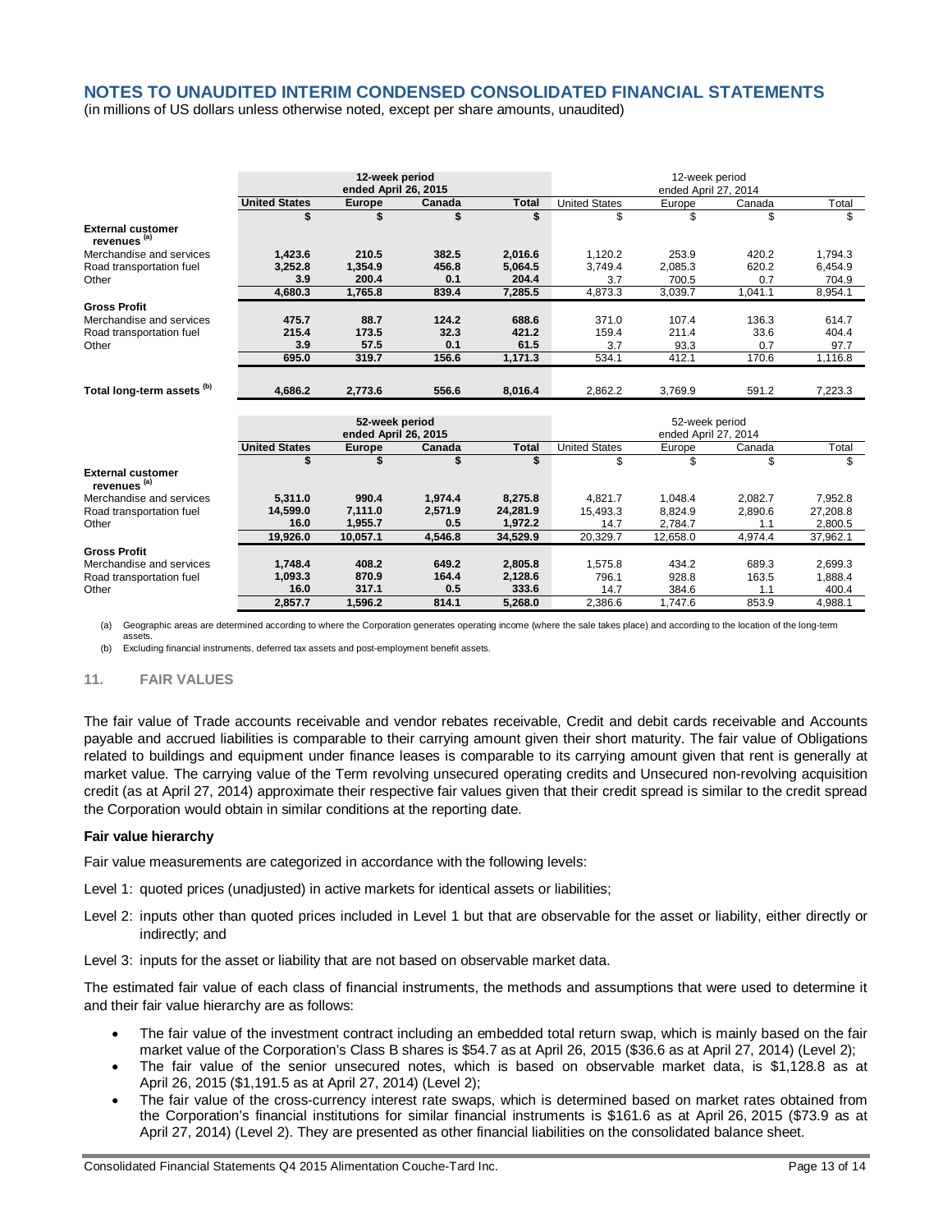## NOTES TO UNAUDITED INTERIM CONDENSED CONSOLIDATED FINANCIAL STATEMENTS

(in millions of US dollars unless otherwise noted, except per share amounts, unaudited)

| | 12-week period ended April 26, 2015 | | | | 12-week period ended April 27, 2014 | | | |
|---|---|---|---|---|---|---|---|---|
| | **United States** | **Europe** | **Canada** | **Total** | United States | Europe | Canada | Total |
| | **$** | **$** | **$** | **$** | $ | $ | $ | $ |
| **External customer revenues [(a)]** | | | | | | | | |
| Merchandise and services | **1,423.6** | **210.5** | **382.5** | **2,016.6** | 1,120.2 | 253.9 | 420.2 | 1,794.3 |
| Road transportation fuel | **3,252.8** | **1,354.9** | **456.8** | **5,064.5** | 3,749.4 | 2,085.3 | 620.2 | 6,454.9 |
| Other | **3.9** | **200.4** | **0.1** | **204.4** | 3.7 | 700.5 | 0.7 | 704.9 |
| | **4,680.3** | **1,765.8** | **839.4** | **7,285.5** | 4,873.3 | 3,039.7 | 1,041.1 | 8,954.1 |
| **Gross Profit** | | | | | | | | |
| Merchandise and services | **475.7** | **88.7** | **124.2** | **688.6** | 371.0 | 107.4 | 136.3 | 614.7 |
| Road transportation fuel | **215.4** | **173.5** | **32.3** | **421.2** | 159.4 | 211.4 | 33.6 | 404.4 |
| Other | **3.9** | **57.5** | **0.1** | **61.5** | 3.7 | 93.3 | 0.7 | 97.7 |
| | **695.0** | **319.7** | **156.6** | **1,171.3** | 534.1 | 412.1 | 170.6 | 1,116.8 |
| **Total long-term assets [(b)]** | **4,686.2** | **2,773.6** | **556.6** | **8,016.4** | 2,862.2 | 3,769.9 | 591.2 | 7,223.3 |

| | 52-week period ended April 26, 2015 | | | | 52-week period ended April 27, 2014 | | | |
|---|---|---|---|---|---|---|---|---|
| | **United States** | **Europe** | **Canada** | **Total** | United States | Europe | Canada | Total |
| | **$** | **$** | **$** | **$** | $ | $ | $ | $ |
| **External customer revenues [(a)]** | | | | | | | | |
| Merchandise and services | **5,311.0** | **990.4** | **1,974.4** | **8,275.8** | 4,821.7 | 1,048.4 | 2,082.7 | 7,952.8 |
| Road transportation fuel | **14,599.0** | **7,111.0** | **2,571.9** | **24,281.9** | 15,493.3 | 8,824.9 | 2,890.6 | 27,208.8 |
| Other | **16.0** | **1,955.7** | **0.5** | **1,972.2** | 14.7 | 2,784.7 | 1.1 | 2,800.5 |
| | **19,926.0** | **10,057.1** | **4,546.8** | **34,529.9** | 20,329.7 | 12,658.0 | 4,974.4 | 37,962.1 |
| **Gross Profit** | | | | | | | | |
| Merchandise and services | **1,748.4** | **408.2** | **649.2** | **2,805.8** | 1,575.8 | 434.2 | 689.3 | 2,699.3 |
| Road transportation fuel | **1,093.3** | **870.9** | **164.4** | **2,128.6** | 796.1 | 928.8 | 163.5 | 1,888.4 |
| Other | **16.0** | **317.1** | **0.5** | **333.6** | 14.7 | 384.6 | 1.1 | 400.4 |
| | **2,857.7** | **1,596.2** | **814.1** | **5,268.0** | 2,386.6 | 1,747.6 | 853.9 | 4,988.1 |

(a) Geographic areas are determined according to where the Corporation generates operating income (where the sale takes place) and according to the location of the long-term assets.

(b) Excluding financial instruments, deferred tax assets and post-employment benefit assets.

### 11. FAIR VALUES

The fair value of Trade accounts receivable and vendor rebates receivable, Credit and debit cards receivable and Accounts payable and accrued liabilities is comparable to their carrying amount given their short maturity. The fair value of Obligations related to buildings and equipment under finance leases is comparable to its carrying amount given that rent is generally at market value. The carrying value of the Term revolving unsecured operating credits and Unsecured non-revolving acquisition credit (as at April 27, 2014) approximate their respective fair values given that their credit spread is similar to the credit spread the Corporation would obtain in similar conditions at the reporting date.

**Fair value hierarchy**

Fair value measurements are categorized in accordance with the following levels:

Level 1: quoted prices (unadjusted) in active markets for identical assets or liabilities;

Level 2: inputs other than quoted prices included in Level 1 but that are observable for the asset or liability, either directly or indirectly; and

Level 3: inputs for the asset or liability that are not based on observable market data.

The estimated fair value of each class of financial instruments, the methods and assumptions that were used to determine it and their fair value hierarchy are as follows:

- The fair value of the investment contract including an embedded total return swap, which is mainly based on the fair market value of the Corporation's Class B shares is $54.7 as at April 26, 2015 ($36.6 as at April 27, 2014) (Level 2);
- The fair value of the senior unsecured notes, which is based on observable market data, is $1,128.8 as at April 26, 2015 ($1,191.5 as at April 27, 2014) (Level 2);
- The fair value of the cross-currency interest rate swaps, which is determined based on market rates obtained from the Corporation's financial institutions for similar financial instruments is $161.6 as at April 26, 2015 ($73.9 as at April 27, 2014) (Level 2). They are presented as other financial liabilities on the consolidated balance sheet.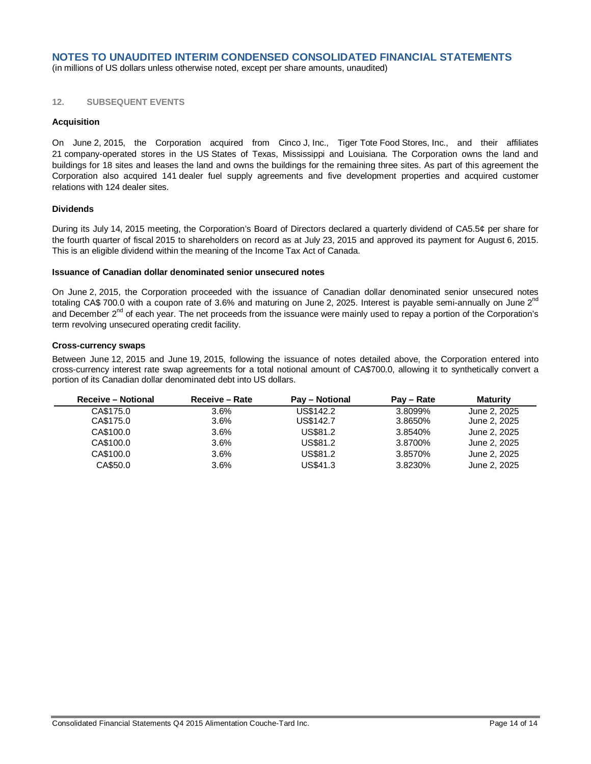# NOTES TO UNAUDITED INTERIM CONDENSED CONSOLIDATED FINANCIAL STATEMENTS

(in millions of US dollars unless otherwise noted, except per share amounts, unaudited)

## 12. SUBSEQUENT EVENTS

### Acquisition

On June 2, 2015, the Corporation acquired from Cinco J, Inc., Tiger Tote Food Stores, Inc., and their affiliates 21 company-operated stores in the US States of Texas, Mississippi and Louisiana. The Corporation owns the land and buildings for 18 sites and leases the land and owns the buildings for the remaining three sites. As part of this agreement the Corporation also acquired 141 dealer fuel supply agreements and five development properties and acquired customer relations with 124 dealer sites.

### Dividends

During its July 14, 2015 meeting, the Corporation's Board of Directors declared a quarterly dividend of CA5.5¢ per share for the fourth quarter of fiscal 2015 to shareholders on record as at July 23, 2015 and approved its payment for August 6, 2015. This is an eligible dividend within the meaning of the Income Tax Act of Canada.

### Issuance of Canadian dollar denominated senior unsecured notes

On June 2, 2015, the Corporation proceeded with the issuance of Canadian dollar denominated senior unsecured notes totaling CA$ 700.0 with a coupon rate of 3.6% and maturing on June 2, 2025. Interest is payable semi-annually on June 2nd and December 2nd of each year. The net proceeds from the issuance were mainly used to repay a portion of the Corporation's term revolving unsecured operating credit facility.

### Cross-currency swaps

Between June 12, 2015 and June 19, 2015, following the issuance of notes detailed above, the Corporation entered into cross-currency interest rate swap agreements for a total notional amount of CA$700.0, allowing it to synthetically convert a portion of its Canadian dollar denominated debt into US dollars.

| Receive – Notional | Receive – Rate | Pay – Notional | Pay – Rate | Maturity |
|---|---|---|---|---|
| CA$175.0 | 3.6% | US$142.2 | 3.8099% | June 2, 2025 |
| CA$175.0 | 3.6% | US$142.7 | 3.8650% | June 2, 2025 |
| CA$100.0 | 3.6% | US$81.2 | 3.8540% | June 2, 2025 |
| CA$100.0 | 3.6% | US$81.2 | 3.8700% | June 2, 2025 |
| CA$100.0 | 3.6% | US$81.2 | 3.8570% | June 2, 2025 |
| CA$50.0 | 3.6% | US$41.3 | 3.8230% | June 2, 2025 |